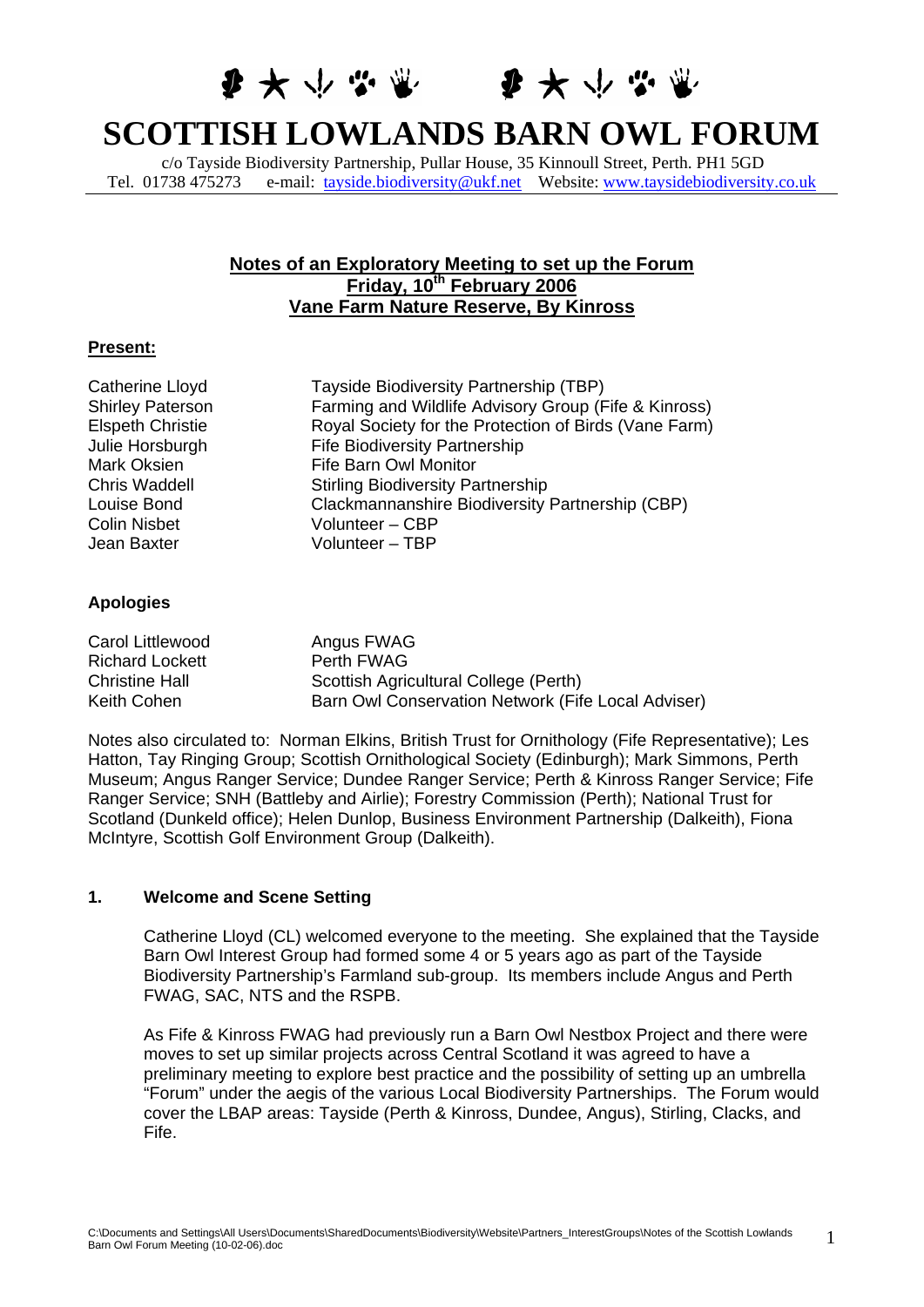# SCOTTISH LOWLANDS BARN OWL FORUM

c/o Tayside Biodiversity Partnership, Pullar House, 35 Kinnoull Street, Perth. PH1 5GD
Tel. 01738 475273 e-mail: tayside.biodiversity@ukf.net Website: www.taysidebiodiversity.co.uk

## Notes of an Exploratory Meeting to set up the Forum
## Friday, 10th February 2006
## Vane Farm Nature Reserve, By Kinross

### Present:

| | |
|---|---|
| Catherine Lloyd | Tayside Biodiversity Partnership (TBP) |
| Shirley Paterson | Farming and Wildlife Advisory Group (Fife & Kinross) |
| Elspeth Christie | Royal Society for the Protection of Birds (Vane Farm) |
| Julie Horsburgh | Fife Biodiversity Partnership |
| Mark Oksien | Fife Barn Owl Monitor |
| Chris Waddell | Stirling Biodiversity Partnership |
| Louise Bond | Clackmannanshire Biodiversity Partnership (CBP) |
| Colin Nisbet | Volunteer – CBP |
| Jean Baxter | Volunteer – TBP |

### Apologies

| | |
|---|---|
| Carol Littlewood | Angus FWAG |
| Richard Lockett | Perth FWAG |
| Christine Hall | Scottish Agricultural College (Perth) |
| Keith Cohen | Barn Owl Conservation Network (Fife Local Adviser) |

Notes also circulated to: Norman Elkins, British Trust for Ornithology (Fife Representative); Les Hatton, Tay Ringing Group; Scottish Ornithological Society (Edinburgh); Mark Simmons, Perth Museum; Angus Ranger Service; Dundee Ranger Service; Perth & Kinross Ranger Service; Fife Ranger Service; SNH (Battleby and Airlie); Forestry Commission (Perth); National Trust for Scotland (Dunkeld office); Helen Dunlop, Business Environment Partnership (Dalkeith), Fiona McIntyre, Scottish Golf Environment Group (Dalkeith).

### 1. Welcome and Scene Setting

Catherine Lloyd (CL) welcomed everyone to the meeting. She explained that the Tayside Barn Owl Interest Group had formed some 4 or 5 years ago as part of the Tayside Biodiversity Partnership's Farmland sub-group. Its members include Angus and Perth FWAG, SAC, NTS and the RSPB.

As Fife & Kinross FWAG had previously run a Barn Owl Nestbox Project and there were moves to set up similar projects across Central Scotland it was agreed to have a preliminary meeting to explore best practice and the possibility of setting up an umbrella "Forum" under the aegis of the various Local Biodiversity Partnerships. The Forum would cover the LBAP areas: Tayside (Perth & Kinross, Dundee, Angus), Stirling, Clacks, and Fife.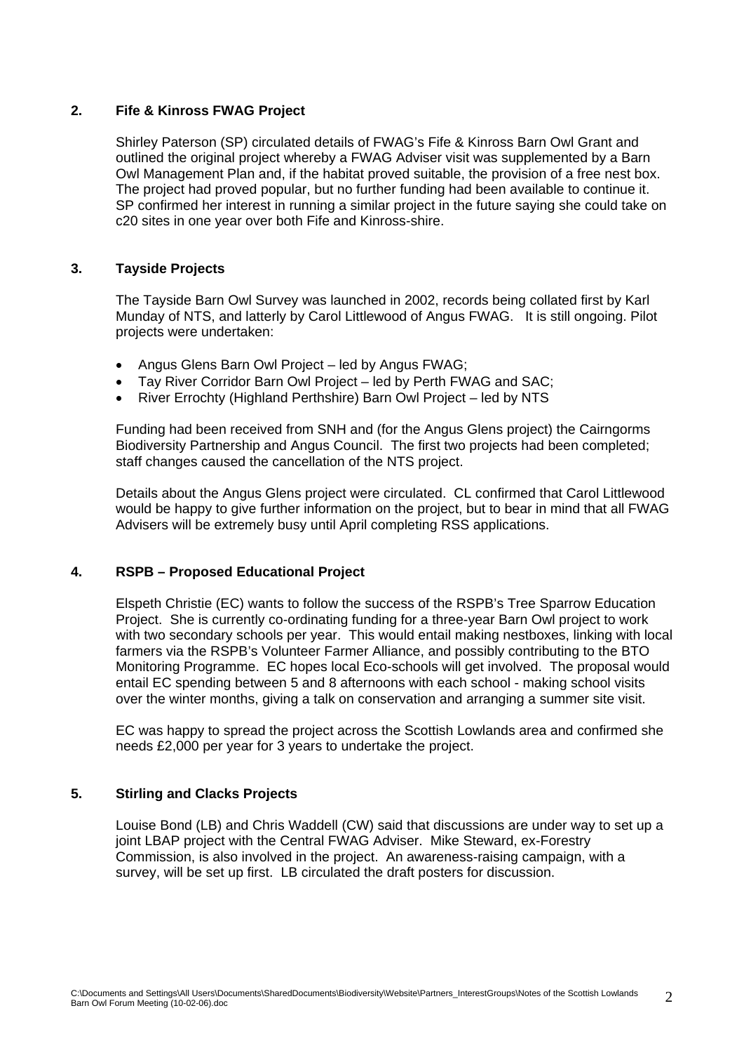## 2. Fife & Kinross FWAG Project

Shirley Paterson (SP) circulated details of FWAG's Fife & Kinross Barn Owl Grant and outlined the original project whereby a FWAG Adviser visit was supplemented by a Barn Owl Management Plan and, if the habitat proved suitable, the provision of a free nest box. The project had proved popular, but no further funding had been available to continue it. SP confirmed her interest in running a similar project in the future saying she could take on c20 sites in one year over both Fife and Kinross-shire.

## 3. Tayside Projects

The Tayside Barn Owl Survey was launched in 2002, records being collated first by Karl Munday of NTS, and latterly by Carol Littlewood of Angus FWAG. It is still ongoing. Pilot projects were undertaken:

- Angus Glens Barn Owl Project – led by Angus FWAG;
- Tay River Corridor Barn Owl Project – led by Perth FWAG and SAC;
- River Errochty (Highland Perthshire) Barn Owl Project – led by NTS

Funding had been received from SNH and (for the Angus Glens project) the Cairngorms Biodiversity Partnership and Angus Council. The first two projects had been completed; staff changes caused the cancellation of the NTS project.

Details about the Angus Glens project were circulated. CL confirmed that Carol Littlewood would be happy to give further information on the project, but to bear in mind that all FWAG Advisers will be extremely busy until April completing RSS applications.

## 4. RSPB – Proposed Educational Project

Elspeth Christie (EC) wants to follow the success of the RSPB's Tree Sparrow Education Project. She is currently co-ordinating funding for a three-year Barn Owl project to work with two secondary schools per year. This would entail making nestboxes, linking with local farmers via the RSPB's Volunteer Farmer Alliance, and possibly contributing to the BTO Monitoring Programme. EC hopes local Eco-schools will get involved. The proposal would entail EC spending between 5 and 8 afternoons with each school - making school visits over the winter months, giving a talk on conservation and arranging a summer site visit.

EC was happy to spread the project across the Scottish Lowlands area and confirmed she needs £2,000 per year for 3 years to undertake the project.

## 5. Stirling and Clacks Projects

Louise Bond (LB) and Chris Waddell (CW) said that discussions are under way to set up a joint LBAP project with the Central FWAG Adviser. Mike Steward, ex-Forestry Commission, is also involved in the project. An awareness-raising campaign, with a survey, will be set up first. LB circulated the draft posters for discussion.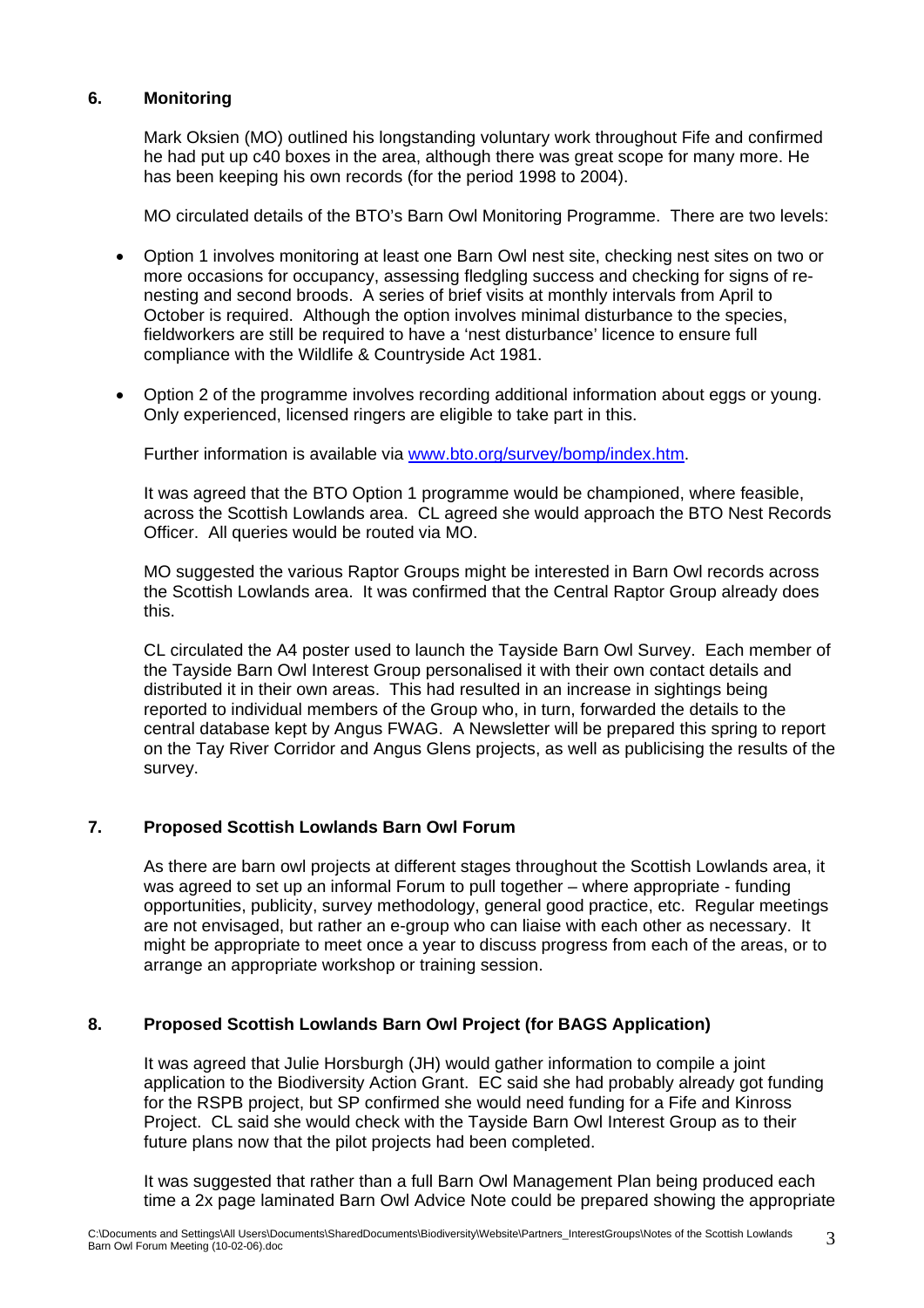## 6. Monitoring

Mark Oksien (MO) outlined his longstanding voluntary work throughout Fife and confirmed he had put up c40 boxes in the area, although there was great scope for many more. He has been keeping his own records (for the period 1998 to 2004).

MO circulated details of the BTO's Barn Owl Monitoring Programme. There are two levels:

- Option 1 involves monitoring at least one Barn Owl nest site, checking nest sites on two or more occasions for occupancy, assessing fledgling success and checking for signs of re-nesting and second broods. A series of brief visits at monthly intervals from April to October is required. Although the option involves minimal disturbance to the species, fieldworkers are still be required to have a 'nest disturbance' licence to ensure full compliance with the Wildlife & Countryside Act 1981.
- Option 2 of the programme involves recording additional information about eggs or young. Only experienced, licensed ringers are eligible to take part in this.

Further information is available via www.bto.org/survey/bomp/index.htm.

It was agreed that the BTO Option 1 programme would be championed, where feasible, across the Scottish Lowlands area. CL agreed she would approach the BTO Nest Records Officer. All queries would be routed via MO.

MO suggested the various Raptor Groups might be interested in Barn Owl records across the Scottish Lowlands area. It was confirmed that the Central Raptor Group already does this.

CL circulated the A4 poster used to launch the Tayside Barn Owl Survey. Each member of the Tayside Barn Owl Interest Group personalised it with their own contact details and distributed it in their own areas. This had resulted in an increase in sightings being reported to individual members of the Group who, in turn, forwarded the details to the central database kept by Angus FWAG. A Newsletter will be prepared this spring to report on the Tay River Corridor and Angus Glens projects, as well as publicising the results of the survey.

## 7. Proposed Scottish Lowlands Barn Owl Forum

As there are barn owl projects at different stages throughout the Scottish Lowlands area, it was agreed to set up an informal Forum to pull together – where appropriate - funding opportunities, publicity, survey methodology, general good practice, etc. Regular meetings are not envisaged, but rather an e-group who can liaise with each other as necessary. It might be appropriate to meet once a year to discuss progress from each of the areas, or to arrange an appropriate workshop or training session.

## 8. Proposed Scottish Lowlands Barn Owl Project (for BAGS Application)

It was agreed that Julie Horsburgh (JH) would gather information to compile a joint application to the Biodiversity Action Grant. EC said she had probably already got funding for the RSPB project, but SP confirmed she would need funding for a Fife and Kinross Project. CL said she would check with the Tayside Barn Owl Interest Group as to their future plans now that the pilot projects had been completed.

It was suggested that rather than a full Barn Owl Management Plan being produced each time a 2x page laminated Barn Owl Advice Note could be prepared showing the appropriate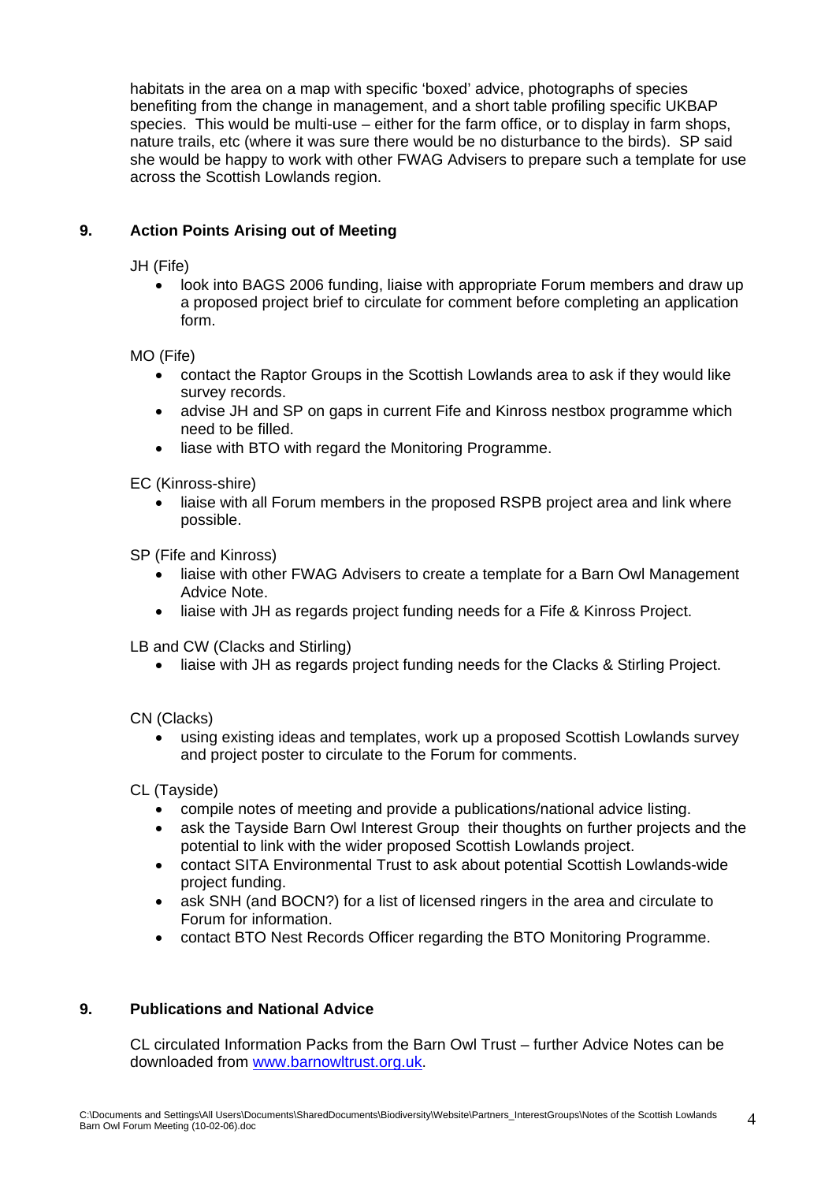habitats in the area on a map with specific 'boxed' advice, photographs of species benefiting from the change in management, and a short table profiling specific UKBAP species. This would be multi-use – either for the farm office, or to display in farm shops, nature trails, etc (where it was sure there would be no disturbance to the birds). SP said she would be happy to work with other FWAG Advisers to prepare such a template for use across the Scottish Lowlands region.

## 9. Action Points Arising out of Meeting

JH (Fife)

- look into BAGS 2006 funding, liaise with appropriate Forum members and draw up a proposed project brief to circulate for comment before completing an application form.

MO (Fife)

- contact the Raptor Groups in the Scottish Lowlands area to ask if they would like survey records.
- advise JH and SP on gaps in current Fife and Kinross nestbox programme which need to be filled.
- liase with BTO with regard the Monitoring Programme.

EC (Kinross-shire)

- liaise with all Forum members in the proposed RSPB project area and link where possible.

SP (Fife and Kinross)

- liaise with other FWAG Advisers to create a template for a Barn Owl Management Advice Note.
- liaise with JH as regards project funding needs for a Fife & Kinross Project.

LB and CW (Clacks and Stirling)

- liaise with JH as regards project funding needs for the Clacks & Stirling Project.

CN (Clacks)

- using existing ideas and templates, work up a proposed Scottish Lowlands survey and project poster to circulate to the Forum for comments.

CL (Tayside)

- compile notes of meeting and provide a publications/national advice listing.
- ask the Tayside Barn Owl Interest Group their thoughts on further projects and the potential to link with the wider proposed Scottish Lowlands project.
- contact SITA Environmental Trust to ask about potential Scottish Lowlands-wide project funding.
- ask SNH (and BOCN?) for a list of licensed ringers in the area and circulate to Forum for information.
- contact BTO Nest Records Officer regarding the BTO Monitoring Programme.

## 9. Publications and National Advice

CL circulated Information Packs from the Barn Owl Trust – further Advice Notes can be downloaded from www.barnowltrust.org.uk.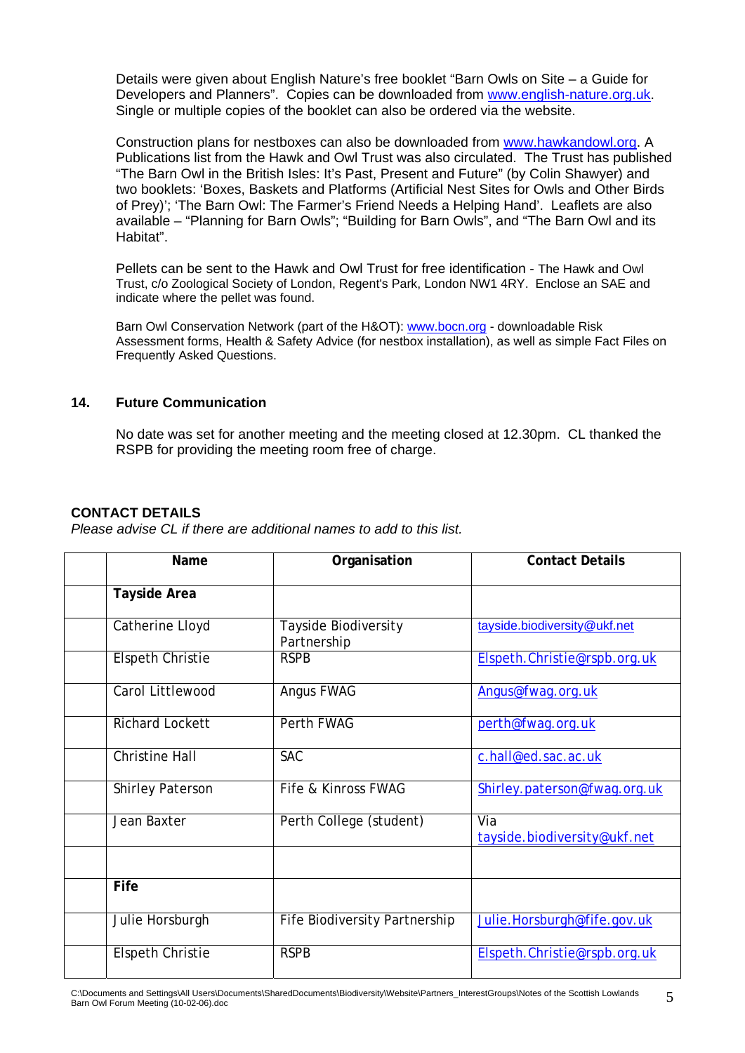Details were given about English Nature's free booklet "Barn Owls on Site – a Guide for Developers and Planners". Copies can be downloaded from www.english-nature.org.uk. Single or multiple copies of the booklet can also be ordered via the website.

Construction plans for nestboxes can also be downloaded from www.hawkandowl.org. A Publications list from the Hawk and Owl Trust was also circulated. The Trust has published "The Barn Owl in the British Isles: It's Past, Present and Future" (by Colin Shawyer) and two booklets: 'Boxes, Baskets and Platforms (Artificial Nest Sites for Owls and Other Birds of Prey)'; 'The Barn Owl: The Farmer's Friend Needs a Helping Hand'. Leaflets are also available – "Planning for Barn Owls"; "Building for Barn Owls", and "The Barn Owl and its Habitat".

Pellets can be sent to the Hawk and Owl Trust for free identification - The Hawk and Owl Trust, c/o Zoological Society of London, Regent's Park, London NW1 4RY. Enclose an SAE and indicate where the pellet was found.

Barn Owl Conservation Network (part of the H&OT): www.bocn.org - downloadable Risk Assessment forms, Health & Safety Advice (for nestbox installation), as well as simple Fact Files on Frequently Asked Questions.

## 14. Future Communication

No date was set for another meeting and the meeting closed at 12.30pm. CL thanked the RSPB for providing the meeting room free of charge.

## CONTACT DETAILS

*Please advise CL if there are additional names to add to this list.*

| | Name | Organisation | Contact Details |
|---|---|---|---|
| | **Tayside Area** | | |
| | Catherine Lloyd | Tayside Biodiversity Partnership | tayside.biodiversity@ukf.net |
| | Elspeth Christie | RSPB | Elspeth.Christie@rspb.org.uk |
| | Carol Littlewood | Angus FWAG | Angus@fwag.org.uk |
| | Richard Lockett | Perth FWAG | perth@fwag.org.uk |
| | Christine Hall | SAC | c.hall@ed.sac.ac.uk |
| | Shirley Paterson | Fife & Kinross FWAG | Shirley.paterson@fwag.org.uk |
| | Jean Baxter | Perth College (student) | Via tayside.biodiversity@ukf.net |
| | | | |
| | **Fife** | | |
| | Julie Horsburgh | Fife Biodiversity Partnership | Julie.Horsburgh@fife.gov.uk |
| | Elspeth Christie | RSPB | Elspeth.Christie@rspb.org.uk |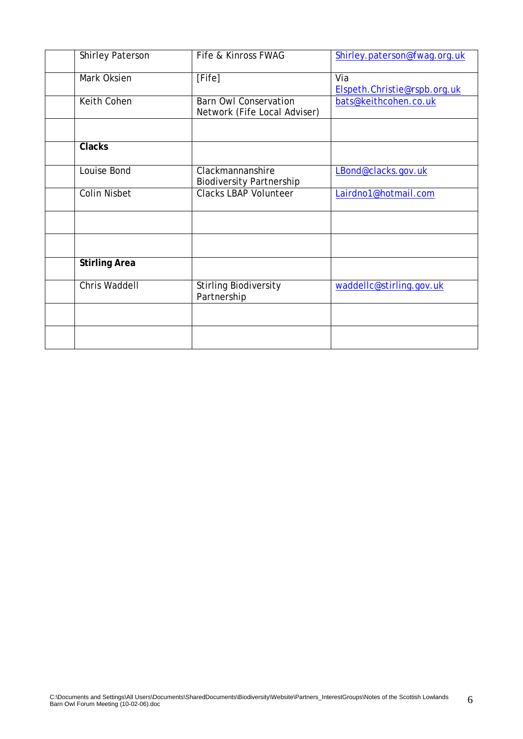| | | | |
|---|---|---|---|
| | Shirley Paterson | Fife & Kinross FWAG | Shirley.paterson@fwag.org.uk |
| | Mark Oksien | [Fife] | Via Elspeth.Christie@rspb.org.uk |
| | Keith Cohen | Barn Owl Conservation Network (Fife Local Adviser) | bats@keithcohen.co.uk |
| | | | |
| | **Clacks** | | |
| | Louise Bond | Clackmannanshire Biodiversity Partnership | LBond@clacks.gov.uk |
| | Colin Nisbet | Clacks LBAP Volunteer | Lairdno1@hotmail.com |
| | | | |
| | | | |
| | **Stirling Area** | | |
| | Chris Waddell | Stirling Biodiversity Partnership | waddellc@stirling.gov.uk |
| | | | |
| | | | |